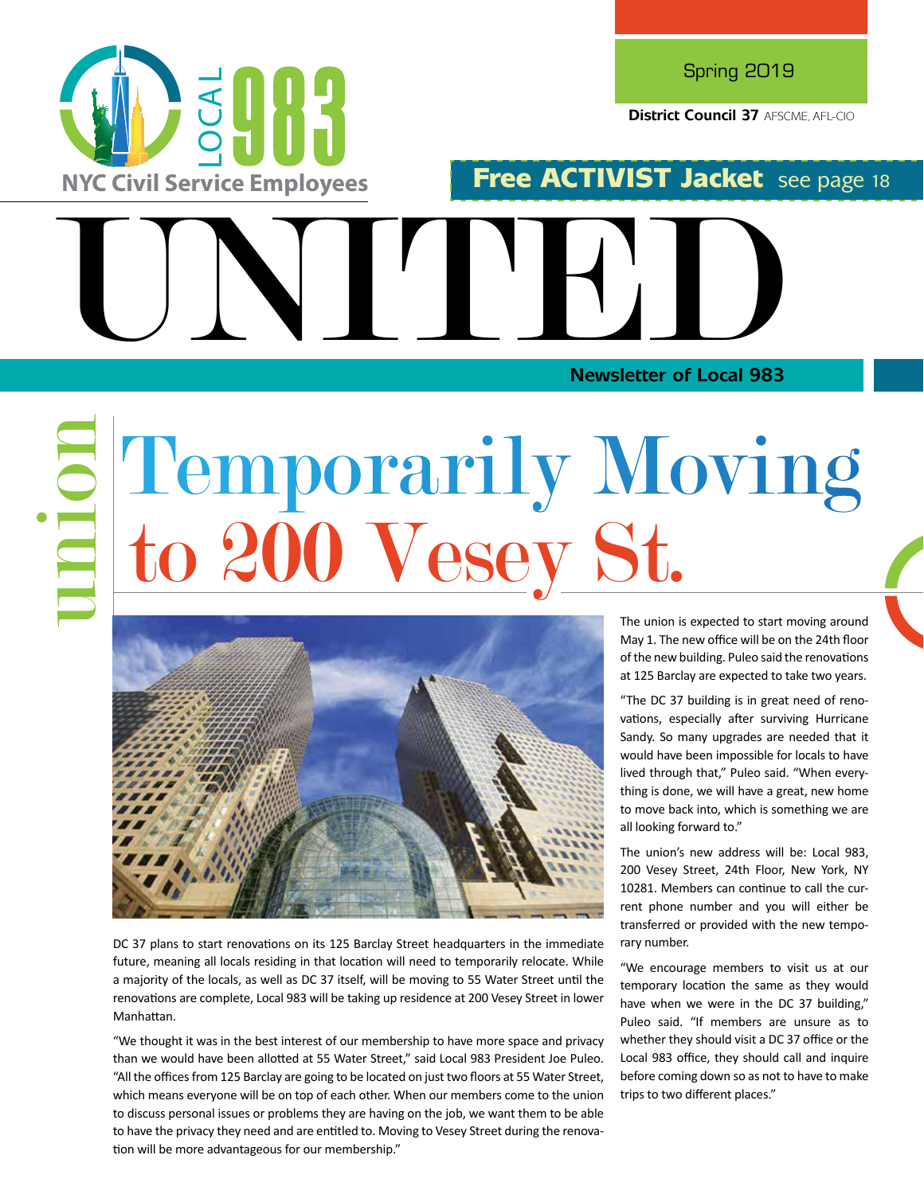LOCAL 983

NYC Civil Service Employees

Spring 2019

**District Council 37** AFSCME, AFL-CIO

**Free ACTIVIST Jacket** see page 18

# UNITED

**Newsletter of Local 983**

union

# Temporarily Moving to 200 Vesey St.

DC 37 plans to start renovations on its 125 Barclay Street headquarters in the immediate future, meaning all locals residing in that location will need to temporarily relocate. While a majority of the locals, as well as DC 37 itself, will be moving to 55 Water Street until the renovations are complete, Local 983 will be taking up residence at 200 Vesey Street in lower Manhattan.

"We thought it was in the best interest of our membership to have more space and privacy than we would have been allotted at 55 Water Street," said Local 983 President Joe Puleo. "All the offices from 125 Barclay are going to be located on just two floors at 55 Water Street, which means everyone will be on top of each other. When our members come to the union to discuss personal issues or problems they are having on the job, we want them to be able to have the privacy they need and are entitled to. Moving to Vesey Street during the renovation will be more advantageous for our membership."

The union is expected to start moving around May 1. The new office will be on the 24th floor of the new building. Puleo said the renovations at 125 Barclay are expected to take two years.

"The DC 37 building is in great need of renovations, especially after surviving Hurricane Sandy. So many upgrades are needed that it would have been impossible for locals to have lived through that," Puleo said. "When everything is done, we will have a great, new home to move back into, which is something we are all looking forward to."

The union's new address will be: Local 983, 200 Vesey Street, 24th Floor, New York, NY 10281. Members can continue to call the current phone number and you will either be transferred or provided with the new temporary number.

"We encourage members to visit us at our temporary location the same as they would have when we were in the DC 37 building," Puleo said. "If members are unsure as to whether they should visit a DC 37 office or the Local 983 office, they should call and inquire before coming down so as not to have to make trips to two different places."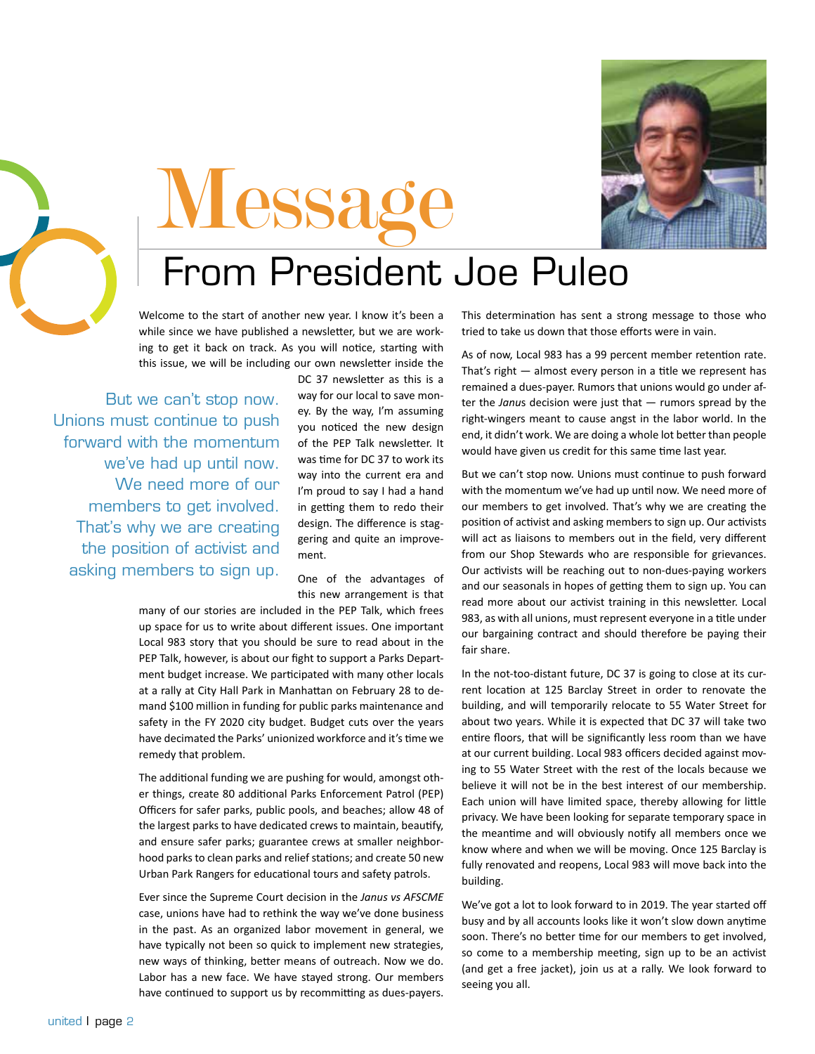# Message

## From President Joe Puleo

Welcome to the start of another new year. I know it's been a while since we have published a newsletter, but we are working to get it back on track. As you will notice, starting with this issue, we will be including our own newsletter inside the DC 37 newsletter as this is a way for our local to save money. By the way, I'm assuming you noticed the new design of the PEP Talk newsletter. It was time for DC 37 to work its way into the current era and I'm proud to say I had a hand in getting them to redo their design. The difference is staggering and quite an improvement.

> But we can't stop now. Unions must continue to push forward with the momentum we've had up until now. We need more of our members to get involved. That's why we are creating the position of activist and asking members to sign up.

One of the advantages of this new arrangement is that many of our stories are included in the PEP Talk, which frees up space for us to write about different issues. One important Local 983 story that you should be sure to read about in the PEP Talk, however, is about our fight to support a Parks Department budget increase. We participated with many other locals at a rally at City Hall Park in Manhattan on February 28 to demand $100 million in funding for public parks maintenance and safety in the FY 2020 city budget. Budget cuts over the years have decimated the Parks' unionized workforce and it's time we remedy that problem.

The additional funding we are pushing for would, amongst other things, create 80 additional Parks Enforcement Patrol (PEP) Officers for safer parks, public pools, and beaches; allow 48 of the largest parks to have dedicated crews to maintain, beautify, and ensure safer parks; guarantee crews at smaller neighborhood parks to clean parks and relief stations; and create 50 new Urban Park Rangers for educational tours and safety patrols.

Ever since the Supreme Court decision in the *Janus vs AFSCME* case, unions have had to rethink the way we've done business in the past. As an organized labor movement in general, we have typically not been so quick to implement new strategies, new ways of thinking, better means of outreach. Now we do. Labor has a new face. We have stayed strong. Our members have continued to support us by recommitting as dues-payers. This determination has sent a strong message to those who tried to take us down that those efforts were in vain.

As of now, Local 983 has a 99 percent member retention rate. That's right — almost every person in a title we represent has remained a dues-payer. Rumors that unions would go under after the *Janus* decision were just that — rumors spread by the right-wingers meant to cause angst in the labor world. In the end, it didn't work. We are doing a whole lot better than people would have given us credit for this same time last year.

But we can't stop now. Unions must continue to push forward with the momentum we've had up until now. We need more of our members to get involved. That's why we are creating the position of activist and asking members to sign up. Our activists will act as liaisons to members out in the field, very different from our Shop Stewards who are responsible for grievances. Our activists will be reaching out to non-dues-paying workers and our seasonals in hopes of getting them to sign up. You can read more about our activist training in this newsletter. Local 983, as with all unions, must represent everyone in a title under our bargaining contract and should therefore be paying their fair share.

In the not-too-distant future, DC 37 is going to close at its current location at 125 Barclay Street in order to renovate the building, and will temporarily relocate to 55 Water Street for about two years. While it is expected that DC 37 will take two entire floors, that will be significantly less room than we have at our current building. Local 983 officers decided against moving to 55 Water Street with the rest of the locals because we believe it will not be in the best interest of our membership. Each union will have limited space, thereby allowing for little privacy. We have been looking for separate temporary space in the meantime and will obviously notify all members once we know where and when we will be moving. Once 125 Barclay is fully renovated and reopens, Local 983 will move back into the building.

We've got a lot to look forward to in 2019. The year started off busy and by all accounts looks like it won't slow down anytime soon. There's no better time for our members to get involved, so come to a membership meeting, sign up to be an activist (and get a free jacket), join us at a rally. We look forward to seeing you all.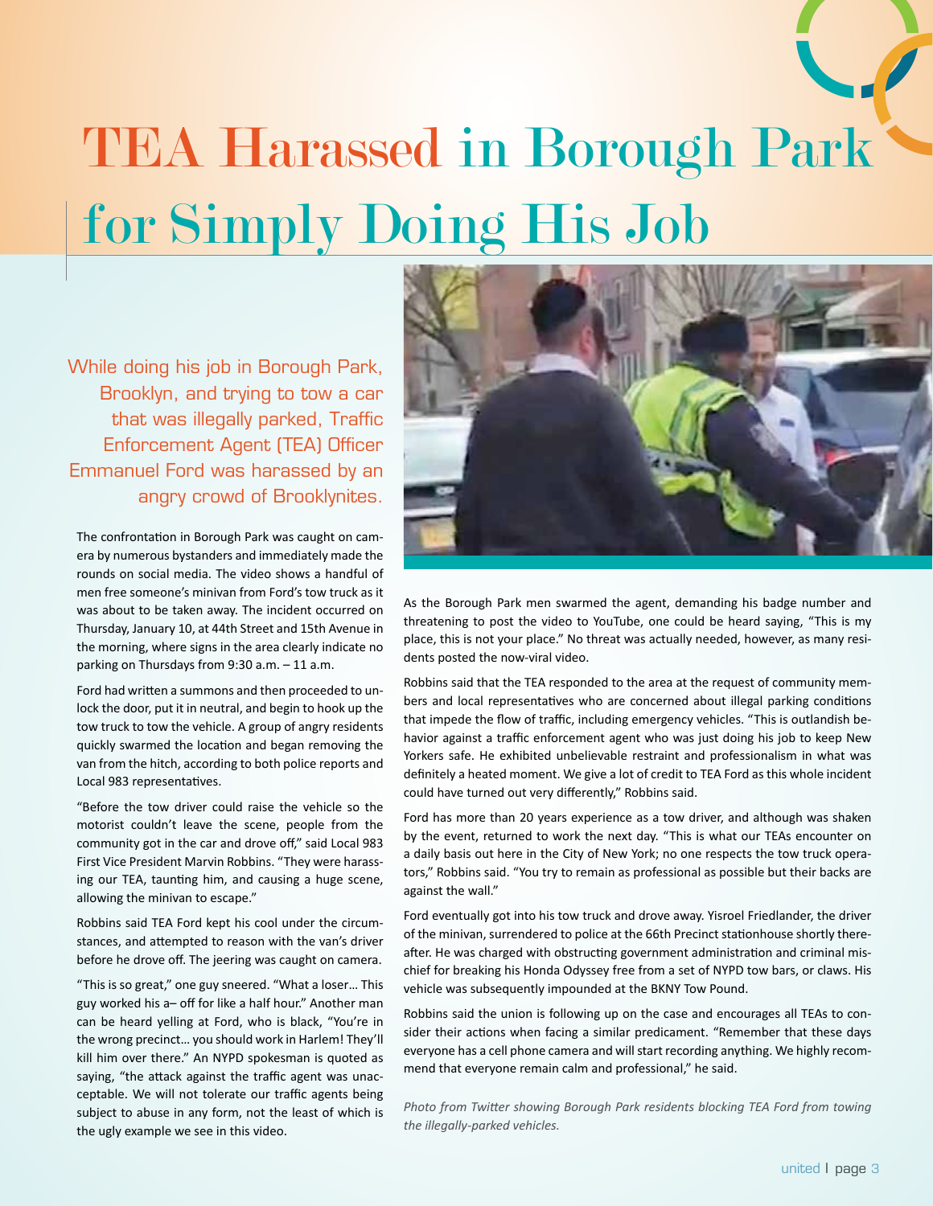# TEA Harassed in Borough Park for Simply Doing His Job

While doing his job in Borough Park, Brooklyn, and trying to tow a car that was illegally parked, Traffic Enforcement Agent (TEA) Officer Emmanuel Ford was harassed by an angry crowd of Brooklynites.

The confrontation in Borough Park was caught on camera by numerous bystanders and immediately made the rounds on social media. The video shows a handful of men free someone's minivan from Ford's tow truck as it was about to be taken away. The incident occurred on Thursday, January 10, at 44th Street and 15th Avenue in the morning, where signs in the area clearly indicate no parking on Thursdays from 9:30 a.m. – 11 a.m.

Ford had written a summons and then proceeded to unlock the door, put it in neutral, and begin to hook up the tow truck to tow the vehicle. A group of angry residents quickly swarmed the location and began removing the van from the hitch, according to both police reports and Local 983 representatives.

"Before the tow driver could raise the vehicle so the motorist couldn't leave the scene, people from the community got in the car and drove off," said Local 983 First Vice President Marvin Robbins. "They were harassing our TEA, taunting him, and causing a huge scene, allowing the minivan to escape."

Robbins said TEA Ford kept his cool under the circumstances, and attempted to reason with the van's driver before he drove off. The jeering was caught on camera.

"This is so great," one guy sneered. "What a loser… This guy worked his a– off for like a half hour." Another man can be heard yelling at Ford, who is black, "You're in the wrong precinct… you should work in Harlem! They'll kill him over there." An NYPD spokesman is quoted as saying, "the attack against the traffic agent was unacceptable. We will not tolerate our traffic agents being subject to abuse in any form, not the least of which is the ugly example we see in this video.

As the Borough Park men swarmed the agent, demanding his badge number and threatening to post the video to YouTube, one could be heard saying, "This is my place, this is not your place." No threat was actually needed, however, as many residents posted the now-viral video.

Robbins said that the TEA responded to the area at the request of community members and local representatives who are concerned about illegal parking conditions that impede the flow of traffic, including emergency vehicles. "This is outlandish behavior against a traffic enforcement agent who was just doing his job to keep New Yorkers safe. He exhibited unbelievable restraint and professionalism in what was definitely a heated moment. We give a lot of credit to TEA Ford as this whole incident could have turned out very differently," Robbins said.

Ford has more than 20 years experience as a tow driver, and although was shaken by the event, returned to work the next day. "This is what our TEAs encounter on a daily basis out here in the City of New York; no one respects the tow truck operators," Robbins said. "You try to remain as professional as possible but their backs are against the wall."

Ford eventually got into his tow truck and drove away. Yisroel Friedlander, the driver of the minivan, surrendered to police at the 66th Precinct stationhouse shortly thereafter. He was charged with obstructing government administration and criminal mischief for breaking his Honda Odyssey free from a set of NYPD tow bars, or claws. His vehicle was subsequently impounded at the BKNY Tow Pound.

Robbins said the union is following up on the case and encourages all TEAs to consider their actions when facing a similar predicament. "Remember that these days everyone has a cell phone camera and will start recording anything. We highly recommend that everyone remain calm and professional," he said.

*Photo from Twitter showing Borough Park residents blocking TEA Ford from towing the illegally-parked vehicles.*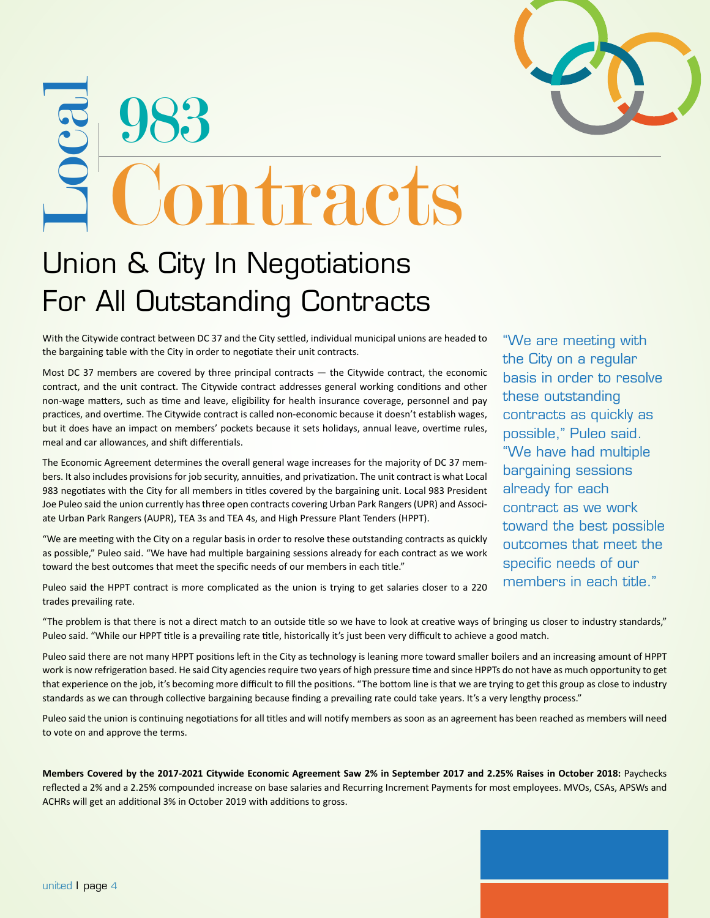# Local 983 Contracts

## Union & City In Negotiations For All Outstanding Contracts

With the Citywide contract between DC 37 and the City settled, individual municipal unions are headed to the bargaining table with the City in order to negotiate their unit contracts.

Most DC 37 members are covered by three principal contracts — the Citywide contract, the economic contract, and the unit contract. The Citywide contract addresses general working conditions and other non-wage matters, such as time and leave, eligibility for health insurance coverage, personnel and pay practices, and overtime. The Citywide contract is called non-economic because it doesn't establish wages, but it does have an impact on members' pockets because it sets holidays, annual leave, overtime rules, meal and car allowances, and shift differentials.

The Economic Agreement determines the overall general wage increases for the majority of DC 37 members. It also includes provisions for job security, annuities, and privatization. The unit contract is what Local 983 negotiates with the City for all members in titles covered by the bargaining unit. Local 983 President Joe Puleo said the union currently has three open contracts covering Urban Park Rangers (UPR) and Associate Urban Park Rangers (AUPR), TEA 3s and TEA 4s, and High Pressure Plant Tenders (HPPT).

"We are meeting with the City on a regular basis in order to resolve these outstanding contracts as quickly as possible," Puleo said. "We have had multiple bargaining sessions already for each contract as we work toward the best outcomes that meet the specific needs of our members in each title."

> "We are meeting with the City on a regular basis in order to resolve these outstanding contracts as quickly as possible," Puleo said. "We have had multiple bargaining sessions already for each contract as we work toward the best possible outcomes that meet the specific needs of our members in each title."

Puleo said the HPPT contract is more complicated as the union is trying to get salaries closer to a 220 trades prevailing rate.

"The problem is that there is not a direct match to an outside title so we have to look at creative ways of bringing us closer to industry standards," Puleo said. "While our HPPT title is a prevailing rate title, historically it's just been very difficult to achieve a good match.

Puleo said there are not many HPPT positions left in the City as technology is leaning more toward smaller boilers and an increasing amount of HPPT work is now refrigeration based. He said City agencies require two years of high pressure time and since HPPTs do not have as much opportunity to get that experience on the job, it's becoming more difficult to fill the positions. "The bottom line is that we are trying to get this group as close to industry standards as we can through collective bargaining because finding a prevailing rate could take years. It's a very lengthy process."

Puleo said the union is continuing negotiations for all titles and will notify members as soon as an agreement has been reached as members will need to vote on and approve the terms.

**Members Covered by the 2017-2021 Citywide Economic Agreement Saw 2% in September 2017 and 2.25% Raises in October 2018:** Paychecks reflected a 2% and a 2.25% compounded increase on base salaries and Recurring Increment Payments for most employees. MVOs, CSAs, APSWs and ACHRs will get an additional 3% in October 2019 with additions to gross.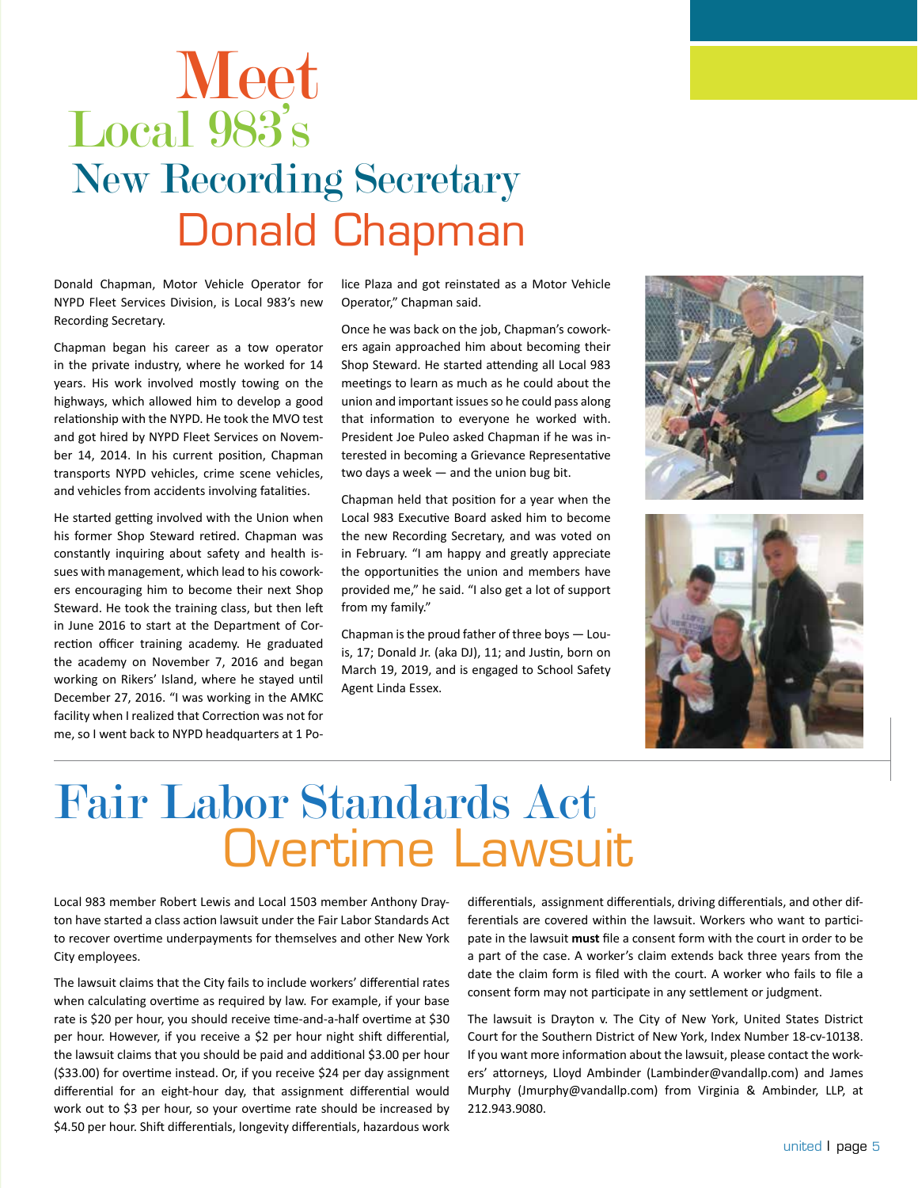# Meet Local 983's New Recording Secretary Donald Chapman

Donald Chapman, Motor Vehicle Operator for NYPD Fleet Services Division, is Local 983's new Recording Secretary.

Chapman began his career as a tow operator in the private industry, where he worked for 14 years. His work involved mostly towing on the highways, which allowed him to develop a good relationship with the NYPD. He took the MVO test and got hired by NYPD Fleet Services on November 14, 2014. In his current position, Chapman transports NYPD vehicles, crime scene vehicles, and vehicles from accidents involving fatalities.

He started getting involved with the Union when his former Shop Steward retired. Chapman was constantly inquiring about safety and health issues with management, which lead to his coworkers encouraging him to become their next Shop Steward. He took the training class, but then left in June 2016 to start at the Department of Correction officer training academy. He graduated the academy on November 7, 2016 and began working on Rikers' Island, where he stayed until December 27, 2016. "I was working in the AMKC facility when I realized that Correction was not for me, so I went back to NYPD headquarters at 1 Police Plaza and got reinstated as a Motor Vehicle Operator," Chapman said.

Once he was back on the job, Chapman's coworkers again approached him about becoming their Shop Steward. He started attending all Local 983 meetings to learn as much as he could about the union and important issues so he could pass along that information to everyone he worked with. President Joe Puleo asked Chapman if he was interested in becoming a Grievance Representative two days a week — and the union bug bit.

Chapman held that position for a year when the Local 983 Executive Board asked him to become the new Recording Secretary, and was voted on in February. "I am happy and greatly appreciate the opportunities the union and members have provided me," he said. "I also get a lot of support from my family."

Chapman is the proud father of three boys — Louis, 17; Donald Jr. (aka DJ), 11; and Justin, born on March 19, 2019, and is engaged to School Safety Agent Linda Essex.

# Fair Labor Standards Act Overtime Lawsuit

Local 983 member Robert Lewis and Local 1503 member Anthony Drayton have started a class action lawsuit under the Fair Labor Standards Act to recover overtime underpayments for themselves and other New York City employees.

The lawsuit claims that the City fails to include workers' differential rates when calculating overtime as required by law. For example, if your base rate is $20 per hour, you should receive time-and-a-half overtime at $30 per hour. However, if you receive a $2 per hour night shift differential, the lawsuit claims that you should be paid and additional $3.00 per hour ($33.00) for overtime instead. Or, if you receive $24 per day assignment differential for an eight-hour day, that assignment differential would work out to $3 per hour, so your overtime rate should be increased by $4.50 per hour. Shift differentials, longevity differentials, hazardous work differentials, assignment differentials, driving differentials, and other differentials are covered within the lawsuit. Workers who want to participate in the lawsuit **must** file a consent form with the court in order to be a part of the case. A worker's claim extends back three years from the date the claim form is filed with the court. A worker who fails to file a consent form may not participate in any settlement or judgment.

The lawsuit is Drayton v. The City of New York, United States District Court for the Southern District of New York, Index Number 18-cv-10138. If you want more information about the lawsuit, please contact the workers' attorneys, Lloyd Ambinder (Lambinder@vandallp.com) and James Murphy (Jmurphy@vandallp.com) from Virginia & Ambinder, LLP, at 212.943.9080.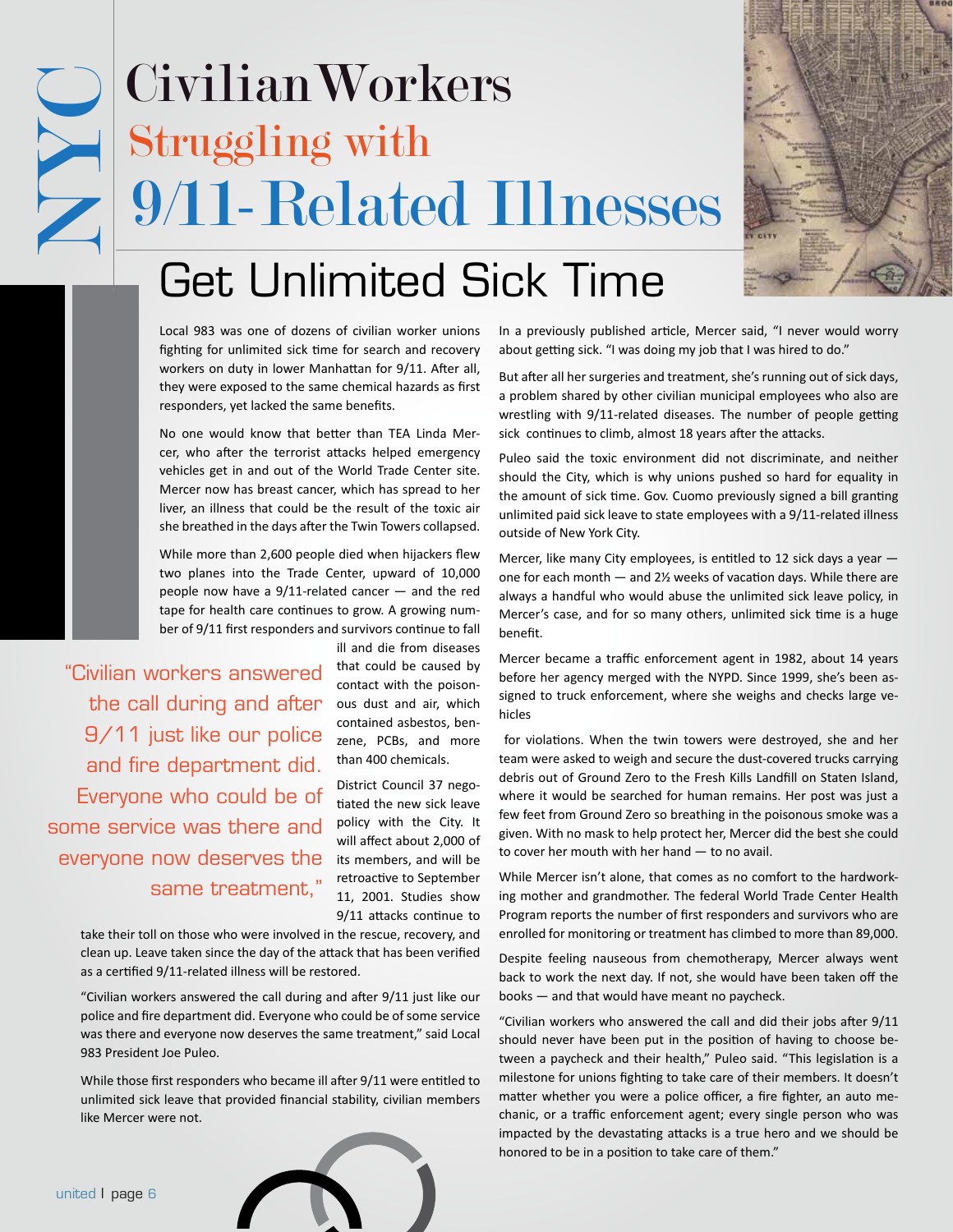# NYC Civilian Workers Struggling with 9/11-Related Illnesses

## Get Unlimited Sick Time

Local 983 was one of dozens of civilian worker unions fighting for unlimited sick time for search and recovery workers on duty in lower Manhattan for 9/11. After all, they were exposed to the same chemical hazards as first responders, yet lacked the same benefits.

No one would know that better than TEA Linda Mercer, who after the terrorist attacks helped emergency vehicles get in and out of the World Trade Center site. Mercer now has breast cancer, which has spread to her liver, an illness that could be the result of the toxic air she breathed in the days after the Twin Towers collapsed.

While more than 2,600 people died when hijackers flew two planes into the Trade Center, upward of 10,000 people now have a 9/11-related cancer — and the red tape for health care continues to grow. A growing number of 9/11 first responders and survivors continue to fall ill and die from diseases that could be caused by contact with the poisonous dust and air, which contained asbestos, benzene, PCBs, and more than 400 chemicals.

> "Civilian workers answered the call during and after 9/11 just like our police and fire department did. Everyone who could be of some service was there and everyone now deserves the same treatment,"

District Council 37 negotiated the new sick leave policy with the City. It will affect about 2,000 of its members, and will be retroactive to September 11, 2001. Studies show 9/11 attacks continue to take their toll on those who were involved in the rescue, recovery, and clean up. Leave taken since the day of the attack that has been verified as a certified 9/11-related illness will be restored.

"Civilian workers answered the call during and after 9/11 just like our police and fire department did. Everyone who could be of some service was there and everyone now deserves the same treatment," said Local 983 President Joe Puleo.

While those first responders who became ill after 9/11 were entitled to unlimited sick leave that provided financial stability, civilian members like Mercer were not.

In a previously published article, Mercer said, "I never would worry about getting sick. "I was doing my job that I was hired to do."

But after all her surgeries and treatment, she's running out of sick days, a problem shared by other civilian municipal employees who also are wrestling with 9/11-related diseases. The number of people getting sick continues to climb, almost 18 years after the attacks.

Puleo said the toxic environment did not discriminate, and neither should the City, which is why unions pushed so hard for equality in the amount of sick time. Gov. Cuomo previously signed a bill granting unlimited paid sick leave to state employees with a 9/11-related illness outside of New York City.

Mercer, like many City employees, is entitled to 12 sick days a year — one for each month — and 2½ weeks of vacation days. While there are always a handful who would abuse the unlimited sick leave policy, in Mercer's case, and for so many others, unlimited sick time is a huge benefit.

Mercer became a traffic enforcement agent in 1982, about 14 years before her agency merged with the NYPD. Since 1999, she's been assigned to truck enforcement, where she weighs and checks large vehicles for violations. When the twin towers were destroyed, she and her team were asked to weigh and secure the dust-covered trucks carrying debris out of Ground Zero to the Fresh Kills Landfill on Staten Island, where it would be searched for human remains. Her post was just a few feet from Ground Zero so breathing in the poisonous smoke was a given. With no mask to help protect her, Mercer did the best she could to cover her mouth with her hand — to no avail.

While Mercer isn't alone, that comes as no comfort to the hardworking mother and grandmother. The federal World Trade Center Health Program reports the number of first responders and survivors who are enrolled for monitoring or treatment has climbed to more than 89,000.

Despite feeling nauseous from chemotherapy, Mercer always went back to work the next day. If not, she would have been taken off the books — and that would have meant no paycheck.

"Civilian workers who answered the call and did their jobs after 9/11 should never have been put in the position of having to choose between a paycheck and their health," Puleo said. "This legislation is a milestone for unions fighting to take care of their members. It doesn't matter whether you were a police officer, a fire fighter, an auto mechanic, or a traffic enforcement agent; every single person who was impacted by the devastating attacks is a true hero and we should be honored to be in a position to take care of them."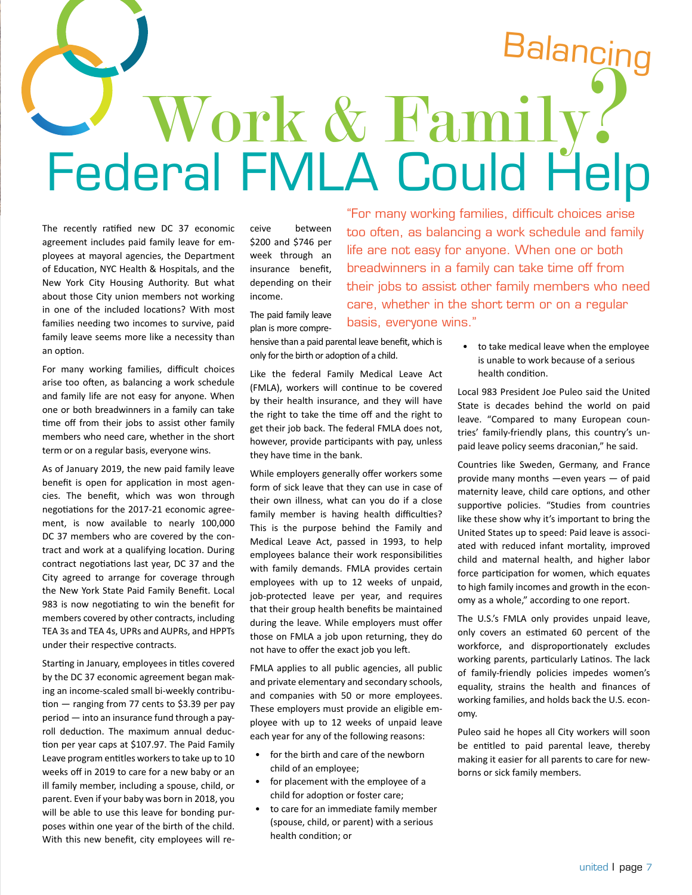# Balancing Work & Family? Federal FMLA Could Help

The recently ratified new DC 37 economic agreement includes paid family leave for employees at mayoral agencies, the Department of Education, NYC Health & Hospitals, and the New York City Housing Authority. But what about those City union members not working in one of the included locations? With most families needing two incomes to survive, paid family leave seems more like a necessity than an option.

For many working families, difficult choices arise too often, as balancing a work schedule and family life are not easy for anyone. When one or both breadwinners in a family can take time off from their jobs to assist other family members who need care, whether in the short term or on a regular basis, everyone wins.

As of January 2019, the new paid family leave benefit is open for application in most agencies. The benefit, which was won through negotiations for the 2017-21 economic agreement, is now available to nearly 100,000 DC 37 members who are covered by the contract and work at a qualifying location. During contract negotiations last year, DC 37 and the City agreed to arrange for coverage through the New York State Paid Family Benefit. Local 983 is now negotiating to win the benefit for members covered by other contracts, including TEA 3s and TEA 4s, UPRs and AUPRs, and HPPTs under their respective contracts.

Starting in January, employees in titles covered by the DC 37 economic agreement began making an income-scaled small bi-weekly contribution — ranging from 77 cents to $3.39 per pay period — into an insurance fund through a payroll deduction. The maximum annual deduction per year caps at $107.97. The Paid Family Leave program entitles workers to take up to 10 weeks off in 2019 to care for a new baby or an ill family member, including a spouse, child, or parent. Even if your baby was born in 2018, you will be able to use this leave for bonding purposes within one year of the birth of the child. With this new benefit, city employees will receive between $200 and $746 per week through an insurance benefit, depending on their income.

The paid family leave plan is more comprehensive than a paid parental leave benefit, which is only for the birth or adoption of a child.

> "For many working families, difficult choices arise too often, as balancing a work schedule and family life are not easy for anyone. When one or both breadwinners in a family can take time off from their jobs to assist other family members who need care, whether in the short term or on a regular basis, everyone wins."

Like the federal Family Medical Leave Act (FMLA), workers will continue to be covered by their health insurance, and they will have the right to take the time off and the right to get their job back. The federal FMLA does not, however, provide participants with pay, unless they have time in the bank.

While employers generally offer workers some form of sick leave that they can use in case of their own illness, what can you do if a close family member is having health difficulties? This is the purpose behind the Family and Medical Leave Act, passed in 1993, to help employees balance their work responsibilities with family demands. FMLA provides certain employees with up to 12 weeks of unpaid, job-protected leave per year, and requires that their group health benefits be maintained during the leave. While employers must offer those on FMLA a job upon returning, they do not have to offer the exact job you left.

FMLA applies to all public agencies, all public and private elementary and secondary schools, and companies with 50 or more employees. These employers must provide an eligible employee with up to 12 weeks of unpaid leave each year for any of the following reasons:

- for the birth and care of the newborn child of an employee;
- for placement with the employee of a child for adoption or foster care;
- to care for an immediate family member (spouse, child, or parent) with a serious health condition; or
- to take medical leave when the employee is unable to work because of a serious health condition.

Local 983 President Joe Puleo said the United State is decades behind the world on paid leave. "Compared to many European countries' family-friendly plans, this country's unpaid leave policy seems draconian," he said.

Countries like Sweden, Germany, and France provide many months —even years — of paid maternity leave, child care options, and other supportive policies. "Studies from countries like these show why it's important to bring the United States up to speed: Paid leave is associated with reduced infant mortality, improved child and maternal health, and higher labor force participation for women, which equates to higher family incomes and growth in the economy as a whole," according to one report.

The U.S.'s FMLA only provides unpaid leave, only covers an estimated 60 percent of the workforce, and disproportionately excludes working parents, particularly Latinos. The lack of family-friendly policies impedes women's equality, strains the health and finances of working families, and holds back the U.S. economy.

Puleo said he hopes all City workers will soon be entitled to paid parental leave, thereby making it easier for all parents to care for newborns or sick family members.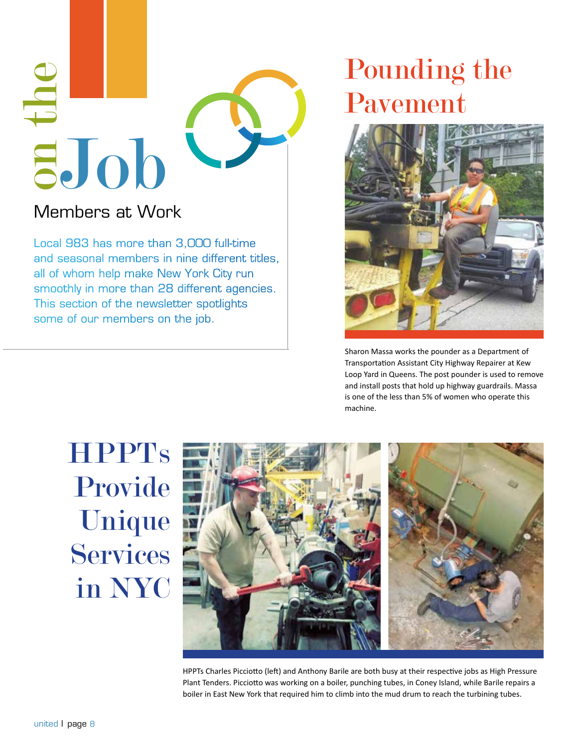# on the Job

## Members at Work

Local 983 has more than 3,000 full-time and seasonal members in nine different titles, all of whom help make New York City run smoothly in more than 28 different agencies. This section of the newsletter spotlights some of our members on the job.

## Pounding the Pavement

Sharon Massa works the pounder as a Department of Transportation Assistant City Highway Repairer at Kew Loop Yard in Queens. The post pounder is used to remove and install posts that hold up highway guardrails. Massa is one of the less than 5% of women who operate this machine.

## HPPTs Provide Unique Services in NYC

HPPTs Charles Picciotto (left) and Anthony Barile are both busy at their respective jobs as High Pressure Plant Tenders. Picciotto was working on a boiler, punching tubes, in Coney Island, while Barile repairs a boiler in East New York that required him to climb into the mud drum to reach the turbining tubes.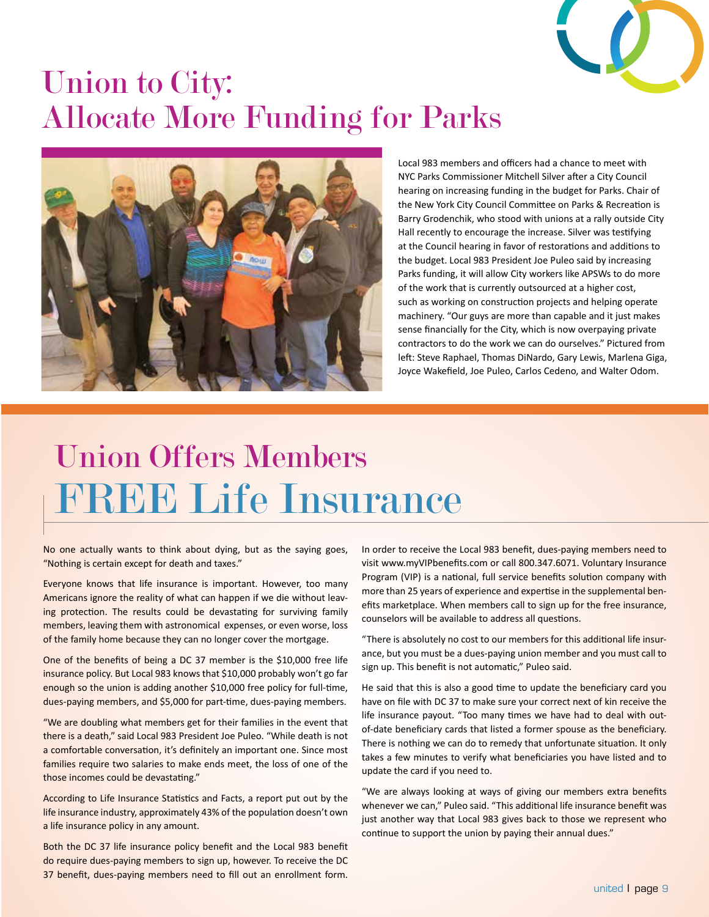# Union to City: Allocate More Funding for Parks

Local 983 members and officers had a chance to meet with NYC Parks Commissioner Mitchell Silver after a City Council hearing on increasing funding in the budget for Parks. Chair of the New York City Council Committee on Parks & Recreation is Barry Grodenchik, who stood with unions at a rally outside City Hall recently to encourage the increase. Silver was testifying at the Council hearing in favor of restorations and additions to the budget. Local 983 President Joe Puleo said by increasing Parks funding, it will allow City workers like APSWs to do more of the work that is currently outsourced at a higher cost, such as working on construction projects and helping operate machinery. "Our guys are more than capable and it just makes sense financially for the City, which is now overpaying private contractors to do the work we can do ourselves." Pictured from left: Steve Raphael, Thomas DiNardo, Gary Lewis, Marlena Giga, Joyce Wakefield, Joe Puleo, Carlos Cedeno, and Walter Odom.

# Union Offers Members FREE Life Insurance

No one actually wants to think about dying, but as the saying goes, "Nothing is certain except for death and taxes."

Everyone knows that life insurance is important. However, too many Americans ignore the reality of what can happen if we die without leaving protection. The results could be devastating for surviving family members, leaving them with astronomical expenses, or even worse, loss of the family home because they can no longer cover the mortgage.

One of the benefits of being a DC 37 member is the $10,000 free life insurance policy. But Local 983 knows that $10,000 probably won't go far enough so the union is adding another $10,000 free policy for full-time, dues-paying members, and $5,000 for part-time, dues-paying members.

"We are doubling what members get for their families in the event that there is a death," said Local 983 President Joe Puleo. "While death is not a comfortable conversation, it's definitely an important one. Since most families require two salaries to make ends meet, the loss of one of the those incomes could be devastating."

According to Life Insurance Statistics and Facts, a report put out by the life insurance industry, approximately 43% of the population doesn't own a life insurance policy in any amount.

Both the DC 37 life insurance policy benefit and the Local 983 benefit do require dues-paying members to sign up, however. To receive the DC 37 benefit, dues-paying members need to fill out an enrollment form.

In order to receive the Local 983 benefit, dues-paying members need to visit www.myVIPbenefits.com or call 800.347.6071. Voluntary Insurance Program (VIP) is a national, full service benefits solution company with more than 25 years of experience and expertise in the supplemental benefits marketplace. When members call to sign up for the free insurance, counselors will be available to address all questions.

"There is absolutely no cost to our members for this additional life insurance, but you must be a dues-paying union member and you must call to sign up. This benefit is not automatic," Puleo said.

He said that this is also a good time to update the beneficiary card you have on file with DC 37 to make sure your correct next of kin receive the life insurance payout. "Too many times we have had to deal with out-of-date beneficiary cards that listed a former spouse as the beneficiary. There is nothing we can do to remedy that unfortunate situation. It only takes a few minutes to verify what beneficiaries you have listed and to update the card if you need to.

"We are always looking at ways of giving our members extra benefits whenever we can," Puleo said. "This additional life insurance benefit was just another way that Local 983 gives back to those we represent who continue to support the union by paying their annual dues."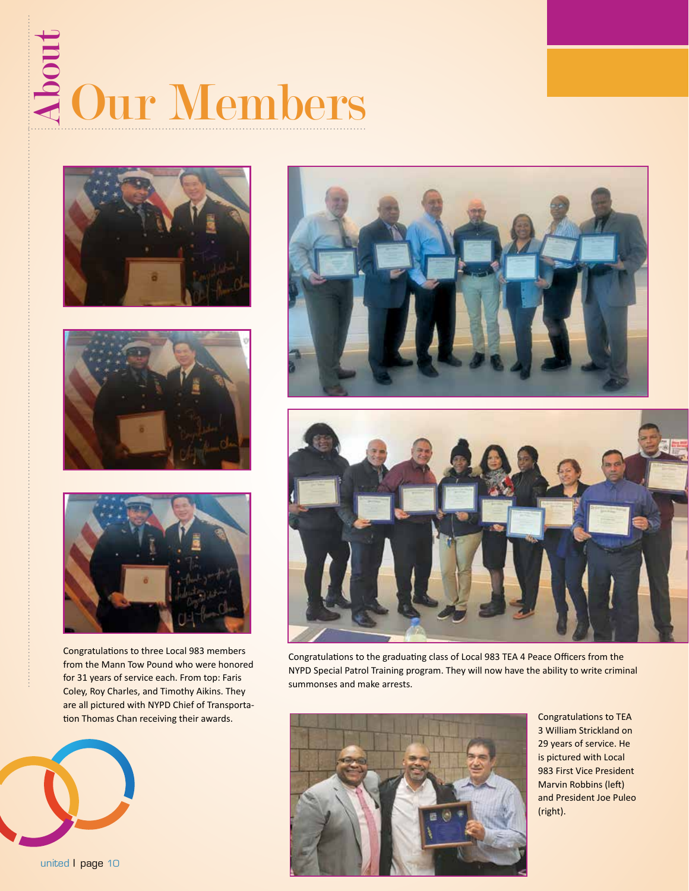# About Our Members

Congratulations to three Local 983 members from the Mann Tow Pound who were honored for 31 years of service each. From top: Faris Coley, Roy Charles, and Timothy Aikins. They are all pictured with NYPD Chief of Transportation Thomas Chan receiving their awards.

Congratulations to the graduating class of Local 983 TEA 4 Peace Officers from the NYPD Special Patrol Training program. They will now have the ability to write criminal summonses and make arrests.

Congratulations to TEA 3 William Strickland on 29 years of service. He is pictured with Local 983 First Vice President Marvin Robbins (left) and President Joe Puleo (right).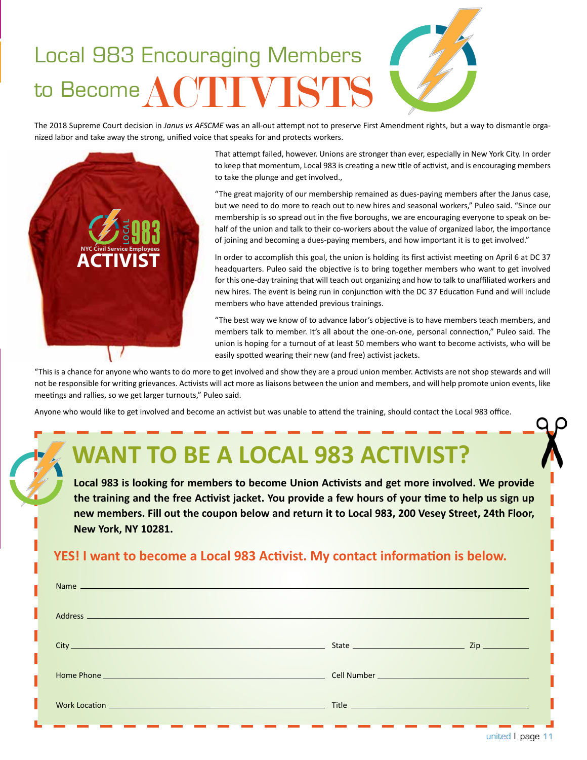# Local 983 Encouraging Members to Become ACTIVISTS

The 2018 Supreme Court decision in *Janus vs AFSCME* was an all-out attempt not to preserve First Amendment rights, but a way to dismantle organized labor and take away the strong, unified voice that speaks for and protects workers.

That attempt failed, however. Unions are stronger than ever, especially in New York City. In order to keep that momentum, Local 983 is creating a new title of activist, and is encouraging members to take the plunge and get involved.,

"The great majority of our membership remained as dues-paying members after the Janus case, but we need to do more to reach out to new hires and seasonal workers," Puleo said. "Since our membership is so spread out in the five boroughs, we are encouraging everyone to speak on behalf of the union and talk to their co-workers about the value of organized labor, the importance of joining and becoming a dues-paying members, and how important it is to get involved."

In order to accomplish this goal, the union is holding its first activist meeting on April 6 at DC 37 headquarters. Puleo said the objective is to bring together members who want to get involved for this one-day training that will teach out organizing and how to talk to unaffiliated workers and new hires. The event is being run in conjunction with the DC 37 Education Fund and will include members who have attended previous trainings.

"The best way we know of to advance labor's objective is to have members teach members, and members talk to member. It's all about the one-on-one, personal connection," Puleo said. The union is hoping for a turnout of at least 50 members who want to become activists, who will be easily spotted wearing their new (and free) activist jackets.

"This is a chance for anyone who wants to do more to get involved and show they are a proud union member. Activists are not shop stewards and will not be responsible for writing grievances. Activists will act more as liaisons between the union and members, and will help promote union events, like meetings and rallies, so we get larger turnouts," Puleo said.

Anyone who would like to get involved and become an activist but was unable to attend the training, should contact the Local 983 office.

## WANT TO BE A LOCAL 983 ACTIVIST?

**Local 983 is looking for members to become Union Activists and get more involved. We provide the training and the free Activist jacket. You provide a few hours of your time to help us sign up new members. Fill out the coupon below and return it to Local 983, 200 Vesey Street, 24th Floor, New York, NY 10281.**

**YES! I want to become a Local 983 Activist. My contact information is below.**

Name ______________________________

Address ______________________________

City ____________________ State ____________ Zip ________

Home Phone ____________________ Cell Number ____________________

Work Location ____________________ Title ____________________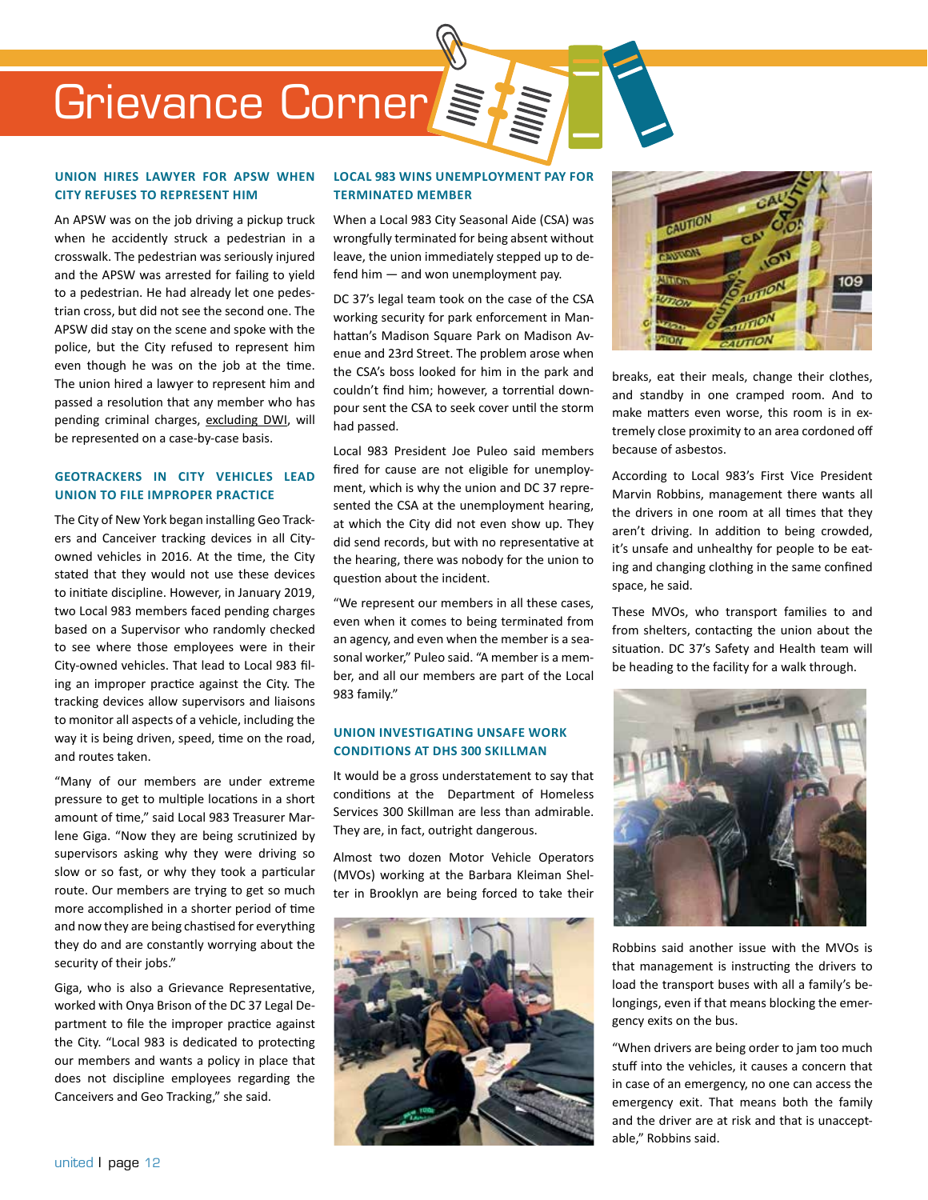# Grievance Corner

## UNION HIRES LAWYER FOR APSW WHEN CITY REFUSES TO REPRESENT HIM

An APSW was on the job driving a pickup truck when he accidently struck a pedestrian in a crosswalk. The pedestrian was seriously injured and the APSW was arrested for failing to yield to a pedestrian. He had already let one pedestrian cross, but did not see the second one. The APSW did stay on the scene and spoke with the police, but the City refused to represent him even though he was on the job at the time. The union hired a lawyer to represent him and passed a resolution that any member who has pending criminal charges, excluding DWI, will be represented on a case-by-case basis.

## GEOTRACKERS IN CITY VEHICLES LEAD UNION TO FILE IMPROPER PRACTICE

The City of New York began installing Geo Trackers and Canceiver tracking devices in all City-owned vehicles in 2016. At the time, the City stated that they would not use these devices to initiate discipline. However, in January 2019, two Local 983 members faced pending charges based on a Supervisor who randomly checked to see where those employees were in their City-owned vehicles. That lead to Local 983 filing an improper practice against the City. The tracking devices allow supervisors and liaisons to monitor all aspects of a vehicle, including the way it is being driven, speed, time on the road, and routes taken.

"Many of our members are under extreme pressure to get to multiple locations in a short amount of time," said Local 983 Treasurer Marlene Giga. "Now they are being scrutinized by supervisors asking why they were driving so slow or so fast, or why they took a particular route. Our members are trying to get so much more accomplished in a shorter period of time and now they are being chastised for everything they do and are constantly worrying about the security of their jobs."

Giga, who is also a Grievance Representative, worked with Onya Brison of the DC 37 Legal Department to file the improper practice against the City. "Local 983 is dedicated to protecting our members and wants a policy in place that does not discipline employees regarding the Canceivers and Geo Tracking," she said.

## LOCAL 983 WINS UNEMPLOYMENT PAY FOR TERMINATED MEMBER

When a Local 983 City Seasonal Aide (CSA) was wrongfully terminated for being absent without leave, the union immediately stepped up to defend him — and won unemployment pay.

DC 37's legal team took on the case of the CSA working security for park enforcement in Manhattan's Madison Square Park on Madison Avenue and 23rd Street. The problem arose when the CSA's boss looked for him in the park and couldn't find him; however, a torrential downpour sent the CSA to seek cover until the storm had passed.

Local 983 President Joe Puleo said members fired for cause are not eligible for unemployment, which is why the union and DC 37 represented the CSA at the unemployment hearing, at which the City did not even show up. They did send records, but with no representative at the hearing, there was nobody for the union to question about the incident.

"We represent our members in all these cases, even when it comes to being terminated from an agency, and even when the member is a seasonal worker," Puleo said. "A member is a member, and all our members are part of the Local 983 family."

## UNION INVESTIGATING UNSAFE WORK CONDITIONS AT DHS 300 SKILLMAN

It would be a gross understatement to say that conditions at the Department of Homeless Services 300 Skillman are less than admirable. They are, in fact, outright dangerous.

Almost two dozen Motor Vehicle Operators (MVOs) working at the Barbara Kleiman Shelter in Brooklyn are being forced to take their breaks, eat their meals, change their clothes, and standby in one cramped room. And to make matters even worse, this room is in extremely close proximity to an area cordoned off because of asbestos.

According to Local 983's First Vice President Marvin Robbins, management there wants all the drivers in one room at all times that they aren't driving. In addition to being crowded, it's unsafe and unhealthy for people to be eating and changing clothing in the same confined space, he said.

These MVOs, who transport families to and from shelters, contacting the union about the situation. DC 37's Safety and Health team will be heading to the facility for a walk through.

Robbins said another issue with the MVOs is that management is instructing the drivers to load the transport buses with all a family's belongings, even if that means blocking the emergency exits on the bus.

"When drivers are being order to jam too much stuff into the vehicles, it causes a concern that in case of an emergency, no one can access the emergency exit. That means both the family and the driver are at risk and that is unacceptable," Robbins said.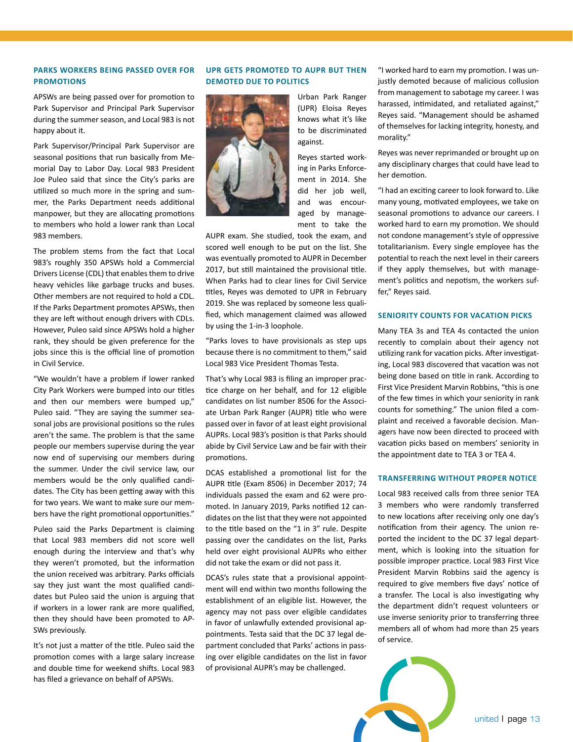## PARKS WORKERS BEING PASSED OVER FOR PROMOTIONS

APSWs are being passed over for promotion to Park Supervisor and Principal Park Supervisor during the summer season, and Local 983 is not happy about it.

Park Supervisor/Principal Park Supervisor are seasonal positions that run basically from Memorial Day to Labor Day. Local 983 President Joe Puleo said that since the City's parks are utilized so much more in the spring and summer, the Parks Department needs additional manpower, but they are allocating promotions to members who hold a lower rank than Local 983 members.

The problem stems from the fact that Local 983's roughly 350 APSWs hold a Commercial Drivers License (CDL) that enables them to drive heavy vehicles like garbage trucks and buses. Other members are not required to hold a CDL. If the Parks Department promotes APSWs, then they are left without enough drivers with CDLs. However, Puleo said since APSWs hold a higher rank, they should be given preference for the jobs since this is the official line of promotion in Civil Service.

"We wouldn't have a problem if lower ranked City Park Workers were bumped into our titles and then our members were bumped up," Puleo said. "They are saying the summer seasonal jobs are provisional positions so the rules aren't the same. The problem is that the same people our members supervise during the year now end of supervising our members during the summer. Under the civil service law, our members would be the only qualified candidates. The City has been getting away with this for two years. We want to make sure our members have the right promotional opportunities."

Puleo said the Parks Department is claiming that Local 983 members did not score well enough during the interview and that's why they weren't promoted, but the information the union received was arbitrary. Parks officials say they just want the most qualified candidates but Puleo said the union is arguing that if workers in a lower rank are more qualified, then they should have been promoted to APSWs previously.

It's not just a matter of the title. Puleo said the promotion comes with a large salary increase and double time for weekend shifts. Local 983 has filed a grievance on behalf of APSWs.

## UPR GETS PROMOTED TO AUPR BUT THEN DEMOTED DUE TO POLITICS

Urban Park Ranger (UPR) Eloisa Reyes knows what it's like to be discriminated against.

Reyes started working in Parks Enforcement in 2014. She did her job well, and was encouraged by management to take the AUPR exam. She studied, took the exam, and scored well enough to be put on the list. She was eventually promoted to AUPR in December 2017, but still maintained the provisional title. When Parks had to clear lines for Civil Service titles, Reyes was demoted to UPR in February 2019. She was replaced by someone less qualified, which management claimed was allowed by using the 1-in-3 loophole.

"Parks loves to have provisionals as step ups because there is no commitment to them," said Local 983 Vice President Thomas Testa.

That's why Local 983 is filing an improper practice charge on her behalf, and for 12 eligible candidates on list number 8506 for the Associate Urban Park Ranger (AUPR) title who were passed over in favor of at least eight provisional AUPRs. Local 983's position is that Parks should abide by Civil Service Law and be fair with their promotions.

DCAS established a promotional list for the AUPR title (Exam 8506) in December 2017; 74 individuals passed the exam and 62 were promoted. In January 2019, Parks notified 12 candidates on the list that they were not appointed to the title based on the "1 in 3" rule. Despite passing over the candidates on the list, Parks held over eight provisional AUPRs who either did not take the exam or did not pass it.

DCAS's rules state that a provisional appointment will end within two months following the establishment of an eligible list. However, the agency may not pass over eligible candidates in favor of unlawfully extended provisional appointments. Testa said that the DC 37 legal department concluded that Parks' actions in passing over eligible candidates on the list in favor of provisional AUPR's may be challenged.

"I worked hard to earn my promotion. I was unjustly demoted because of malicious collusion from management to sabotage my career. I was harassed, intimidated, and retaliated against," Reyes said. "Management should be ashamed of themselves for lacking integrity, honesty, and morality."

Reyes was never reprimanded or brought up on any disciplinary charges that could have lead to her demotion.

"I had an exciting career to look forward to. Like many young, motivated employees, we take on seasonal promotions to advance our careers. I worked hard to earn my promotion. We should not condone management's style of oppressive totalitarianism. Every single employee has the potential to reach the next level in their careers if they apply themselves, but with management's politics and nepotism, the workers suffer," Reyes said.

## SENIORITY COUNTS FOR VACATION PICKS

Many TEA 3s and TEA 4s contacted the union recently to complain about their agency not utilizing rank for vacation picks. After investigating, Local 983 discovered that vacation was not being done based on title in rank. According to First Vice President Marvin Robbins, "this is one of the few times in which your seniority in rank counts for something." The union filed a complaint and received a favorable decision. Managers have now been directed to proceed with vacation picks based on members' seniority in the appointment date to TEA 3 or TEA 4.

## TRANSFERRING WITHOUT PROPER NOTICE

Local 983 received calls from three senior TEA 3 members who were randomly transferred to new locations after receiving only one day's notification from their agency. The union reported the incident to the DC 37 legal department, which is looking into the situation for possible improper practice. Local 983 First Vice President Marvin Robbins said the agency is required to give members five days' notice of a transfer. The Local is also investigating why the department didn't request volunteers or use inverse seniority prior to transferring three members all of whom had more than 25 years of service.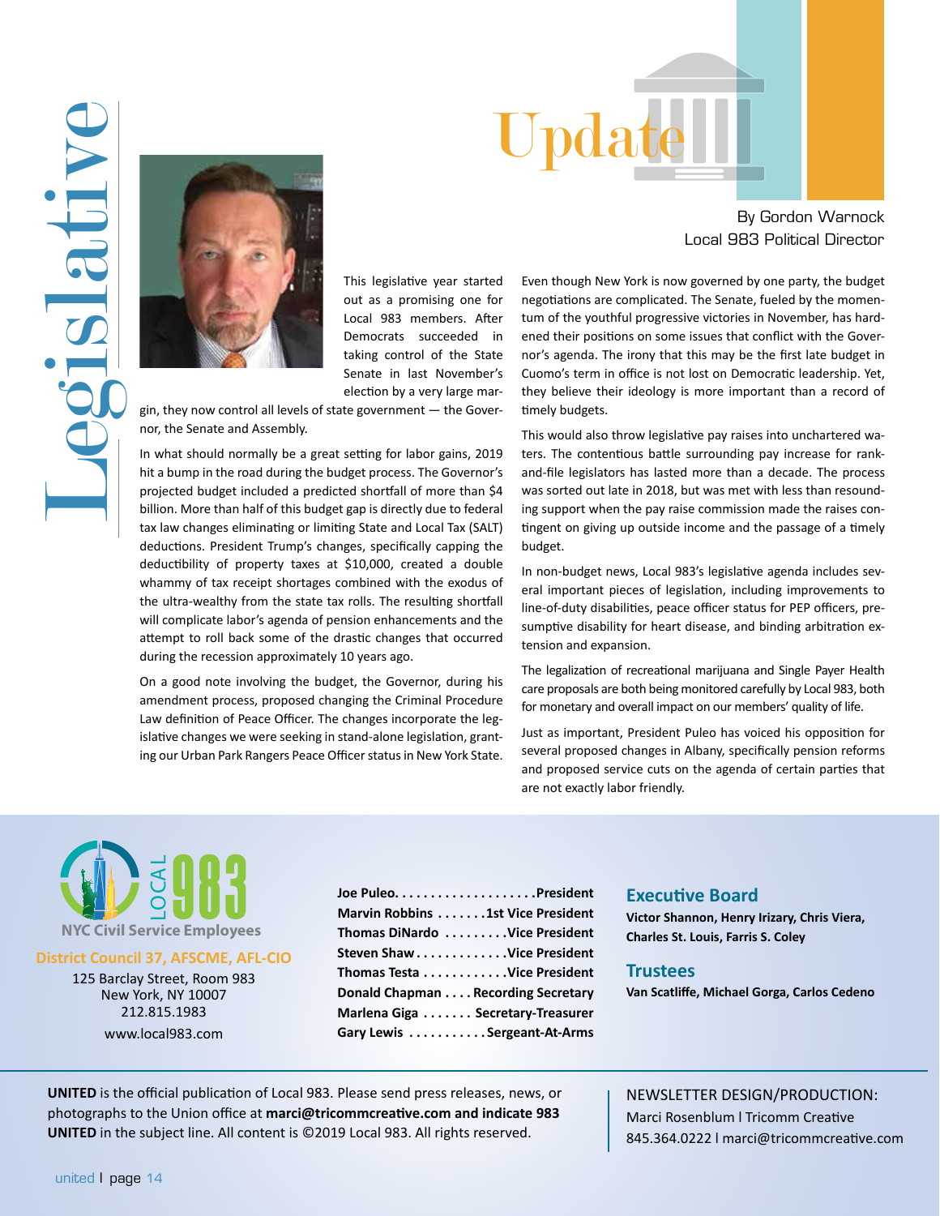# Legislative Update

By Gordon Warnock
Local 983 Political Director

This legislative year started out as a promising one for Local 983 members. After Democrats succeeded in taking control of the State Senate in last November's election by a very large margin, they now control all levels of state government — the Governor, the Senate and Assembly.

In what should normally be a great setting for labor gains, 2019 hit a bump in the road during the budget process. The Governor's projected budget included a predicted shortfall of more than $4 billion. More than half of this budget gap is directly due to federal tax law changes eliminating or limiting State and Local Tax (SALT) deductions. President Trump's changes, specifically capping the deductibility of property taxes at $10,000, created a double whammy of tax receipt shortages combined with the exodus of the ultra-wealthy from the state tax rolls. The resulting shortfall will complicate labor's agenda of pension enhancements and the attempt to roll back some of the drastic changes that occurred during the recession approximately 10 years ago.

On a good note involving the budget, the Governor, during his amendment process, proposed changing the Criminal Procedure Law definition of Peace Officer. The changes incorporate the legislative changes we were seeking in stand-alone legislation, granting our Urban Park Rangers Peace Officer status in New York State.

Even though New York is now governed by one party, the budget negotiations are complicated. The Senate, fueled by the momentum of the youthful progressive victories in November, has hardened their positions on some issues that conflict with the Governor's agenda. The irony that this may be the first late budget in Cuomo's term in office is not lost on Democratic leadership. Yet, they believe their ideology is more important than a record of timely budgets.

This would also throw legislative pay raises into unchartered waters. The contentious battle surrounding pay increase for rank-and-file legislators has lasted more than a decade. The process was sorted out late in 2018, but was met with less than resounding support when the pay raise commission made the raises contingent on giving up outside income and the passage of a timely budget.

In non-budget news, Local 983's legislative agenda includes several important pieces of legislation, including improvements to line-of-duty disabilities, peace officer status for PEP officers, presumptive disability for heart disease, and binding arbitration extension and expansion.

The legalization of recreational marijuana and Single Payer Health care proposals are both being monitored carefully by Local 983, both for monetary and overall impact on our members' quality of life.

Just as important, President Puleo has voiced his opposition for several proposed changes in Albany, specifically pension reforms and proposed service cuts on the agenda of certain parties that are not exactly labor friendly.

---

**LOCAL 983**
NYC Civil Service Employees

**District Council 37, AFSCME, AFL-CIO**
125 Barclay Street, Room 983
New York, NY 10007
212.815.1983
www.local983.com

**Joe Puleo** . . . . . . . . . . . . . . . . . . . **President**
**Marvin Robbins** . . . . . . . **1st Vice President**
**Thomas DiNardo** . . . . . . . . . **Vice President**
**Steven Shaw** . . . . . . . . . . . . . **Vice President**
**Thomas Testa** . . . . . . . . . . . **Vice President**
**Donald Chapman** . . . . **Recording Secretary**
**Marlena Giga** . . . . . . . **Secretary-Treasurer**
**Gary Lewis** . . . . . . . . . . . **Sergeant-At-Arms**

## Executive Board

**Victor Shannon, Henry Irizary, Chris Viera, Charles St. Louis, Farris S. Coley**

## Trustees

**Van Scatliffe, Michael Gorga, Carlos Cedeno**

**UNITED** is the official publication of Local 983. Please send press releases, news, or photographs to the Union office at **marci@tricommcreative.com and indicate 983 UNITED** in the subject line. All content is ©2019 Local 983. All rights reserved.

NEWSLETTER DESIGN/PRODUCTION:
Marci Rosenblum l Tricomm Creative
845.364.0222 l marci@tricommcreative.com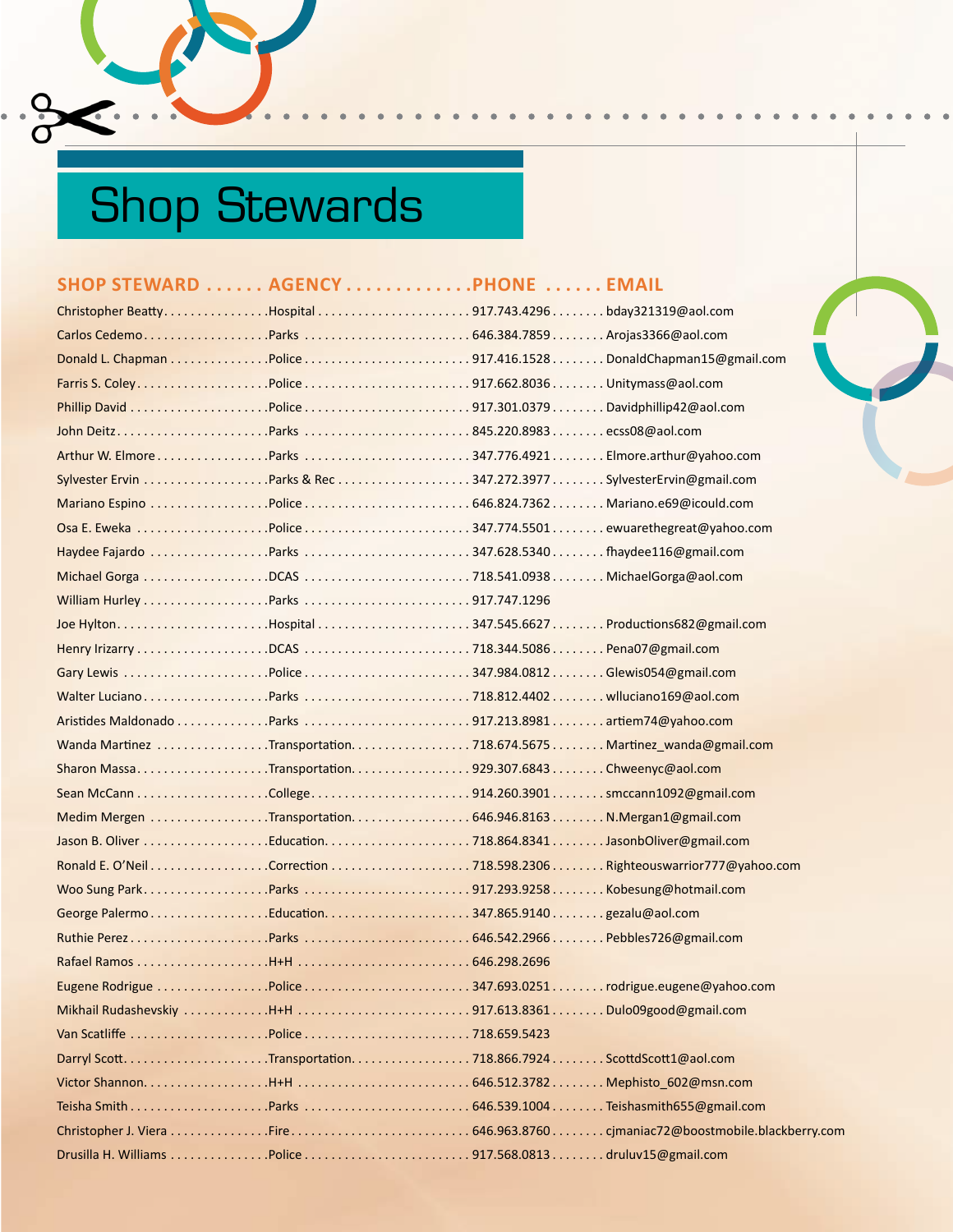# Shop Stewards

| SHOP STEWARD | AGENCY | PHONE | EMAIL |
|---|---|---|---|
| Christopher Beatty | Hospital | 917.743.4296 | bday321319@aol.com |
| Carlos Cedemo | Parks | 646.384.7859 | Arojas3366@aol.com |
| Donald L. Chapman | Police | 917.416.1528 | DonaldChapman15@gmail.com |
| Farris S. Coley | Police | 917.662.8036 | Unitymass@aol.com |
| Phillip David | Police | 917.301.0379 | Davidphillip42@aol.com |
| John Deitz | Parks | 845.220.8983 | ecss08@aol.com |
| Arthur W. Elmore | Parks | 347.776.4921 | Elmore.arthur@yahoo.com |
| Sylvester Ervin | Parks & Rec | 347.272.3977 | SylvesterErvin@gmail.com |
| Mariano Espino | Police | 646.824.7362 | Mariano.e69@icould.com |
| Osa E. Eweka | Police | 347.774.5501 | ewuarethegreat@yahoo.com |
| Haydee Fajardo | Parks | 347.628.5340 | fhaydee116@gmail.com |
| Michael Gorga | DCAS | 718.541.0938 | MichaelGorga@aol.com |
| William Hurley | Parks | 917.747.1296 | |
| Joe Hylton | Hospital | 347.545.6627 | Productions682@gmail.com |
| Henry Irizarry | DCAS | 718.344.5086 | Pena07@gmail.com |
| Gary Lewis | Police | 347.984.0812 | Glewis054@gmail.com |
| Walter Luciano | Parks | 718.812.4402 | wlluciano169@aol.com |
| Aristides Maldonado | Parks | 917.213.8981 | artiem74@yahoo.com |
| Wanda Martinez | Transportation | 718.674.5675 | Martinez_wanda@gmail.com |
| Sharon Massa | Transportation | 929.307.6843 | Chweenyc@aol.com |
| Sean McCann | College | 914.260.3901 | smccann1092@gmail.com |
| Medim Mergen | Transportation | 646.946.8163 | N.Mergan1@gmail.com |
| Jason B. Oliver | Education | 718.864.8341 | JasonbOliver@gmail.com |
| Ronald E. O'Neil | Correction | 718.598.2306 | Righteouswarrior777@yahoo.com |
| Woo Sung Park | Parks | 917.293.9258 | Kobesung@hotmail.com |
| George Palermo | Education | 347.865.9140 | gezalu@aol.com |
| Ruthie Perez | Parks | 646.542.2966 | Pebbles726@gmail.com |
| Rafael Ramos | H+H | 646.298.2696 | |
| Eugene Rodrigue | Police | 347.693.0251 | rodrigue.eugene@yahoo.com |
| Mikhail Rudashevskiy | H+H | 917.613.8361 | Dulo09good@gmail.com |
| Van Scatliffe | Police | 718.659.5423 | |
| Darryl Scott | Transportation | 718.866.7924 | ScottdScott1@aol.com |
| Victor Shannon | H+H | 646.512.3782 | Mephisto_602@msn.com |
| Teisha Smith | Parks | 646.539.1004 | Teishasmith655@gmail.com |
| Christopher J. Viera | Fire | 646.963.8760 | cjmaniac72@boostmobile.blackberry.com |
| Drusilla H. Williams | Police | 917.568.0813 | druluv15@gmail.com |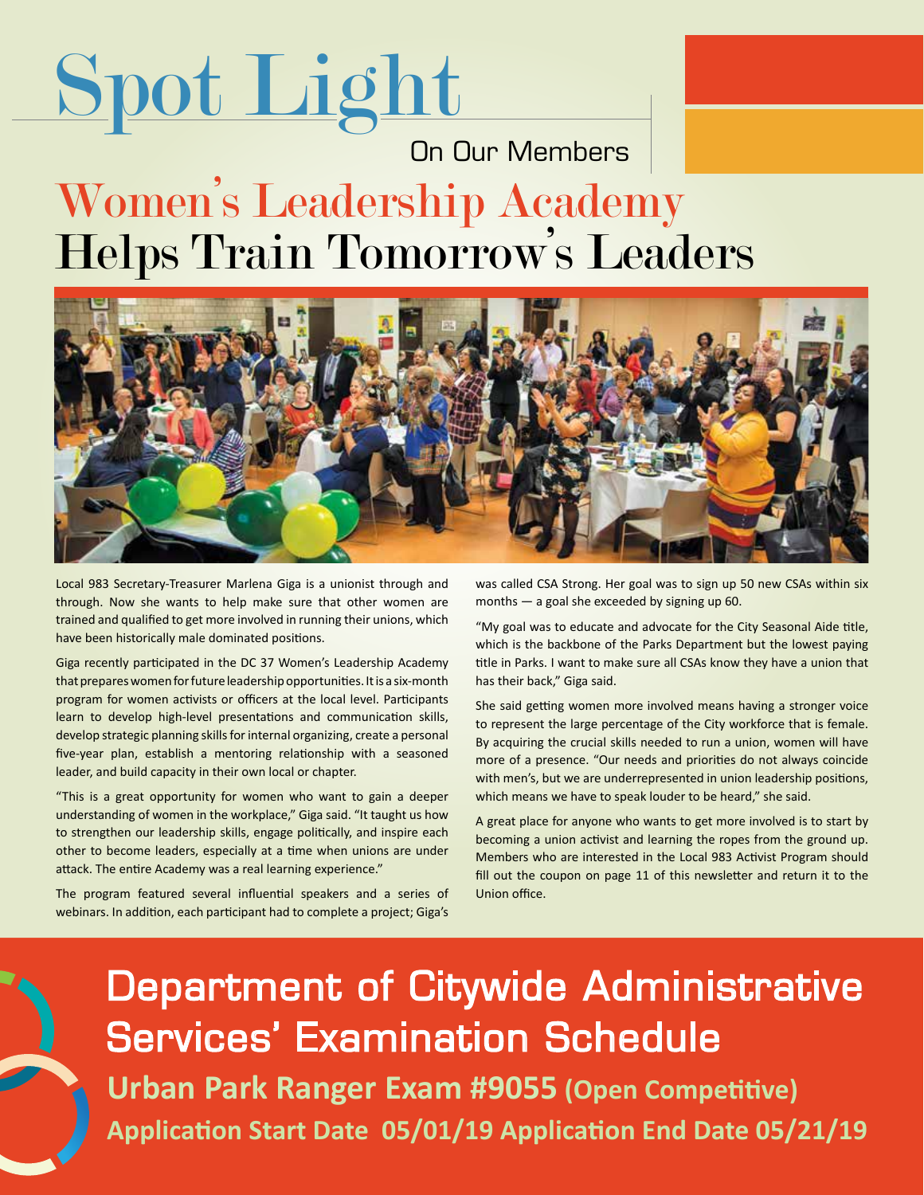# Spot Light

On Our Members

## Women's Leadership Academy Helps Train Tomorrow's Leaders

Local 983 Secretary-Treasurer Marlena Giga is a unionist through and through. Now she wants to help make sure that other women are trained and qualified to get more involved in running their unions, which have been historically male dominated positions.

Giga recently participated in the DC 37 Women's Leadership Academy that prepares women for future leadership opportunities. It is a six-month program for women activists or officers at the local level. Participants learn to develop high-level presentations and communication skills, develop strategic planning skills for internal organizing, create a personal five-year plan, establish a mentoring relationship with a seasoned leader, and build capacity in their own local or chapter.

"This is a great opportunity for women who want to gain a deeper understanding of women in the workplace," Giga said. "It taught us how to strengthen our leadership skills, engage politically, and inspire each other to become leaders, especially at a time when unions are under attack. The entire Academy was a real learning experience."

The program featured several influential speakers and a series of webinars. In addition, each participant had to complete a project; Giga's was called CSA Strong. Her goal was to sign up 50 new CSAs within six months — a goal she exceeded by signing up 60.

"My goal was to educate and advocate for the City Seasonal Aide title, which is the backbone of the Parks Department but the lowest paying title in Parks. I want to make sure all CSAs know they have a union that has their back," Giga said.

She said getting women more involved means having a stronger voice to represent the large percentage of the City workforce that is female. By acquiring the crucial skills needed to run a union, women will have more of a presence. "Our needs and priorities do not always coincide with men's, but we are underrepresented in union leadership positions, which means we have to speak louder to be heard," she said.

A great place for anyone who wants to get more involved is to start by becoming a union activist and learning the ropes from the ground up. Members who are interested in the Local 983 Activist Program should fill out the coupon on page 11 of this newsletter and return it to the Union office.

## Department of Citywide Administrative Services' Examination Schedule

**Urban Park Ranger Exam #9055 (Open Competitive)**

**Application Start Date 05/01/19 Application End Date 05/21/19**